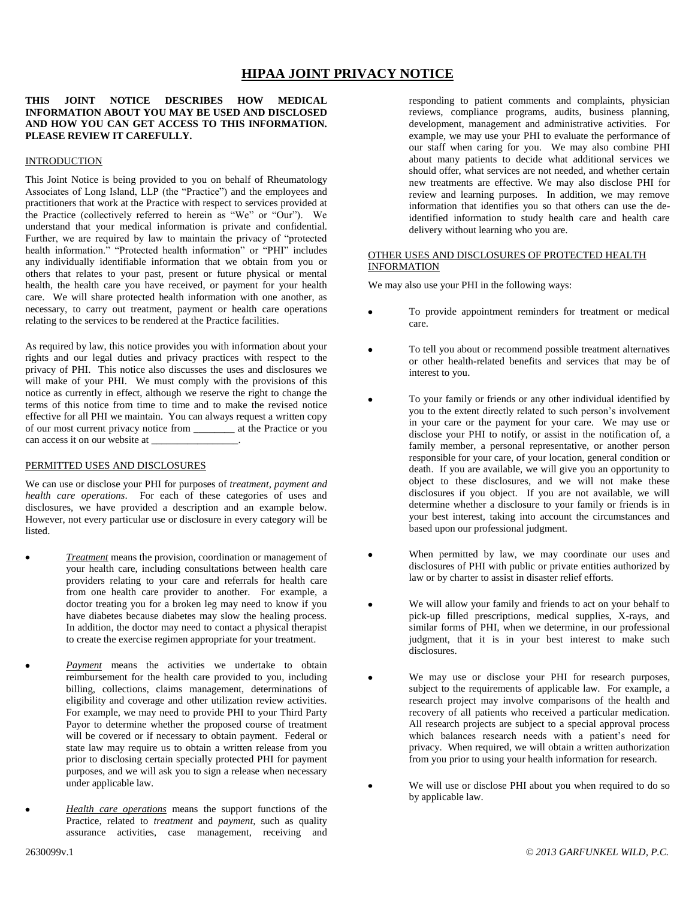# HIPAA JOINT PRIVACY NOTICE

**THIS JOINT NOTICE DESCRIBES HOW MEDICAL INFORMATION ABOUT YOU MAY BE USED AND DISCLOSED AND HOW YOU CAN GET ACCESS TO THIS INFORMATION. PLEASE REVIEW IT CAREFULLY.**

## INTRODUCTION

This Joint Notice is being provided to you on behalf of Rheumatology Associates of Long Island, LLP (the "Practice") and the employees and practitioners that work at the Practice with respect to services provided at the Practice (collectively referred to herein as "We" or "Our"). We understand that your medical information is private and confidential. Further, we are required by law to maintain the privacy of "protected health information." "Protected health information" or "PHI" includes any individually identifiable information that we obtain from you or others that relates to your past, present or future physical or mental health, the health care you have received, or payment for your health care. We will share protected health information with one another, as necessary, to carry out treatment, payment or health care operations relating to the services to be rendered at the Practice facilities.

As required by law, this notice provides you with information about your rights and our legal duties and privacy practices with respect to the privacy of PHI. This notice also discusses the uses and disclosures we will make of your PHI. We must comply with the provisions of this notice as currently in effect, although we reserve the right to change the terms of this notice from time to time and to make the revised notice effective for all PHI we maintain. You can always request a written copy of our most current privacy notice from ________ at the Practice or you can access it on our website at _________________.

## PERMITTED USES AND DISCLOSURES

We can use or disclose your PHI for purposes of *treatment, payment and health care operations*. For each of these categories of uses and disclosures, we have provided a description and an example below. However, not every particular use or disclosure in every category will be listed.

- *Treatment* means the provision, coordination or management of your health care, including consultations between health care providers relating to your care and referrals for health care from one health care provider to another. For example, a doctor treating you for a broken leg may need to know if you have diabetes because diabetes may slow the healing process. In addition, the doctor may need to contact a physical therapist to create the exercise regimen appropriate for your treatment.

- *Payment* means the activities we undertake to obtain reimbursement for the health care provided to you, including billing, collections, claims management, determinations of eligibility and coverage and other utilization review activities. For example, we may need to provide PHI to your Third Party Payor to determine whether the proposed course of treatment will be covered or if necessary to obtain payment. Federal or state law may require us to obtain a written release from you prior to disclosing certain specially protected PHI for payment purposes, and we will ask you to sign a release when necessary under applicable law.

- *Health care operations* means the support functions of the Practice, related to *treatment* and *payment*, such as quality assurance activities, case management, receiving and responding to patient comments and complaints, physician reviews, compliance programs, audits, business planning, development, management and administrative activities. For example, we may use your PHI to evaluate the performance of our staff when caring for you. We may also combine PHI about many patients to decide what additional services we should offer, what services are not needed, and whether certain new treatments are effective. We may also disclose PHI for review and learning purposes. In addition, we may remove information that identifies you so that others can use the de-identified information to study health care and health care delivery without learning who you are.

## OTHER USES AND DISCLOSURES OF PROTECTED HEALTH INFORMATION

We may also use your PHI in the following ways:

- To provide appointment reminders for treatment or medical care.

- To tell you about or recommend possible treatment alternatives or other health-related benefits and services that may be of interest to you.

- To your family or friends or any other individual identified by you to the extent directly related to such person's involvement in your care or the payment for your care. We may use or disclose your PHI to notify, or assist in the notification of, a family member, a personal representative, or another person responsible for your care, of your location, general condition or death. If you are available, we will give you an opportunity to object to these disclosures, and we will not make these disclosures if you object. If you are not available, we will determine whether a disclosure to your family or friends is in your best interest, taking into account the circumstances and based upon our professional judgment.

- When permitted by law, we may coordinate our uses and disclosures of PHI with public or private entities authorized by law or by charter to assist in disaster relief efforts.

- We will allow your family and friends to act on your behalf to pick-up filled prescriptions, medical supplies, X-rays, and similar forms of PHI, when we determine, in our professional judgment, that it is in your best interest to make such disclosures.

- We may use or disclose your PHI for research purposes, subject to the requirements of applicable law. For example, a research project may involve comparisons of the health and recovery of all patients who received a particular medication. All research projects are subject to a special approval process which balances research needs with a patient's need for privacy. When required, we will obtain a written authorization from you prior to using your health information for research.

- We will use or disclose PHI about you when required to do so by applicable law.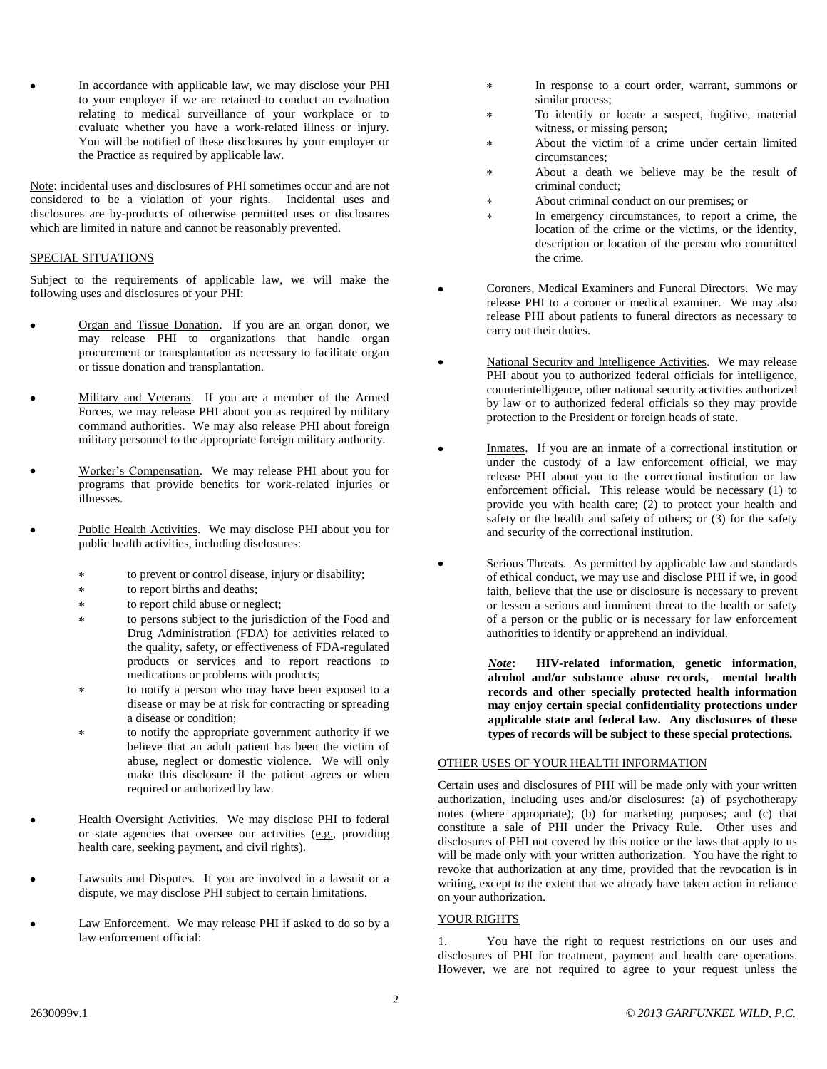- In accordance with applicable law, we may disclose your PHI to your employer if we are retained to conduct an evaluation relating to medical surveillance of your workplace or to evaluate whether you have a work-related illness or injury. You will be notified of these disclosures by your employer or the Practice as required by applicable law.

Note: incidental uses and disclosures of PHI sometimes occur and are not considered to be a violation of your rights. Incidental uses and disclosures are by-products of otherwise permitted uses or disclosures which are limited in nature and cannot be reasonably prevented.

SPECIAL SITUATIONS

Subject to the requirements of applicable law, we will make the following uses and disclosures of your PHI:

- Organ and Tissue Donation. If you are an organ donor, we may release PHI to organizations that handle organ procurement or transplantation as necessary to facilitate organ or tissue donation and transplantation.

- Military and Veterans. If you are a member of the Armed Forces, we may release PHI about you as required by military command authorities. We may also release PHI about foreign military personnel to the appropriate foreign military authority.

- Worker's Compensation. We may release PHI about you for programs that provide benefits for work-related injuries or illnesses.

- Public Health Activities. We may disclose PHI about you for public health activities, including disclosures:

  - to prevent or control disease, injury or disability;
  - to report births and deaths;
  - to report child abuse or neglect;
  - to persons subject to the jurisdiction of the Food and Drug Administration (FDA) for activities related to the quality, safety, or effectiveness of FDA-regulated products or services and to report reactions to medications or problems with products;
  - to notify a person who may have been exposed to a disease or may be at risk for contracting or spreading a disease or condition;
  - to notify the appropriate government authority if we believe that an adult patient has been the victim of abuse, neglect or domestic violence. We will only make this disclosure if the patient agrees or when required or authorized by law.

- Health Oversight Activities. We may disclose PHI to federal or state agencies that oversee our activities (e.g., providing health care, seeking payment, and civil rights).

- Lawsuits and Disputes. If you are involved in a lawsuit or a dispute, we may disclose PHI subject to certain limitations.

- Law Enforcement. We may release PHI if asked to do so by a law enforcement official:

  - In response to a court order, warrant, summons or similar process;
  - To identify or locate a suspect, fugitive, material witness, or missing person;
  - About the victim of a crime under certain limited circumstances;
  - About a death we believe may be the result of criminal conduct;
  - About criminal conduct on our premises; or
  - In emergency circumstances, to report a crime, the location of the crime or the victims, or the identity, description or location of the person who committed the crime.

- Coroners, Medical Examiners and Funeral Directors. We may release PHI to a coroner or medical examiner. We may also release PHI about patients to funeral directors as necessary to carry out their duties.

- National Security and Intelligence Activities. We may release PHI about you to authorized federal officials for intelligence, counterintelligence, other national security activities authorized by law or to authorized federal officials so they may provide protection to the President or foreign heads of state.

- Inmates. If you are an inmate of a correctional institution or under the custody of a law enforcement official, we may release PHI about you to the correctional institution or law enforcement official. This release would be necessary (1) to provide you with health care; (2) to protect your health and safety or the health and safety of others; or (3) for the safety and security of the correctional institution.

- Serious Threats. As permitted by applicable law and standards of ethical conduct, we may use and disclose PHI if we, in good faith, believe that the use or disclosure is necessary to prevent or lessen a serious and imminent threat to the health or safety of a person or the public or is necessary for law enforcement authorities to identify or apprehend an individual.

  ***Note*: HIV-related information, genetic information, alcohol and/or substance abuse records, mental health records and other specially protected health information may enjoy certain special confidentiality protections under applicable state and federal law. Any disclosures of these types of records will be subject to these special protections.**

OTHER USES OF YOUR HEALTH INFORMATION

Certain uses and disclosures of PHI will be made only with your written authorization, including uses and/or disclosures: (a) of psychotherapy notes (where appropriate); (b) for marketing purposes; and (c) that constitute a sale of PHI under the Privacy Rule. Other uses and disclosures of PHI not covered by this notice or the laws that apply to us will be made only with your written authorization. You have the right to revoke that authorization at any time, provided that the revocation is in writing, except to the extent that we already have taken action in reliance on your authorization.

YOUR RIGHTS

1. You have the right to request restrictions on our uses and disclosures of PHI for treatment, payment and health care operations. However, we are not required to agree to your request unless the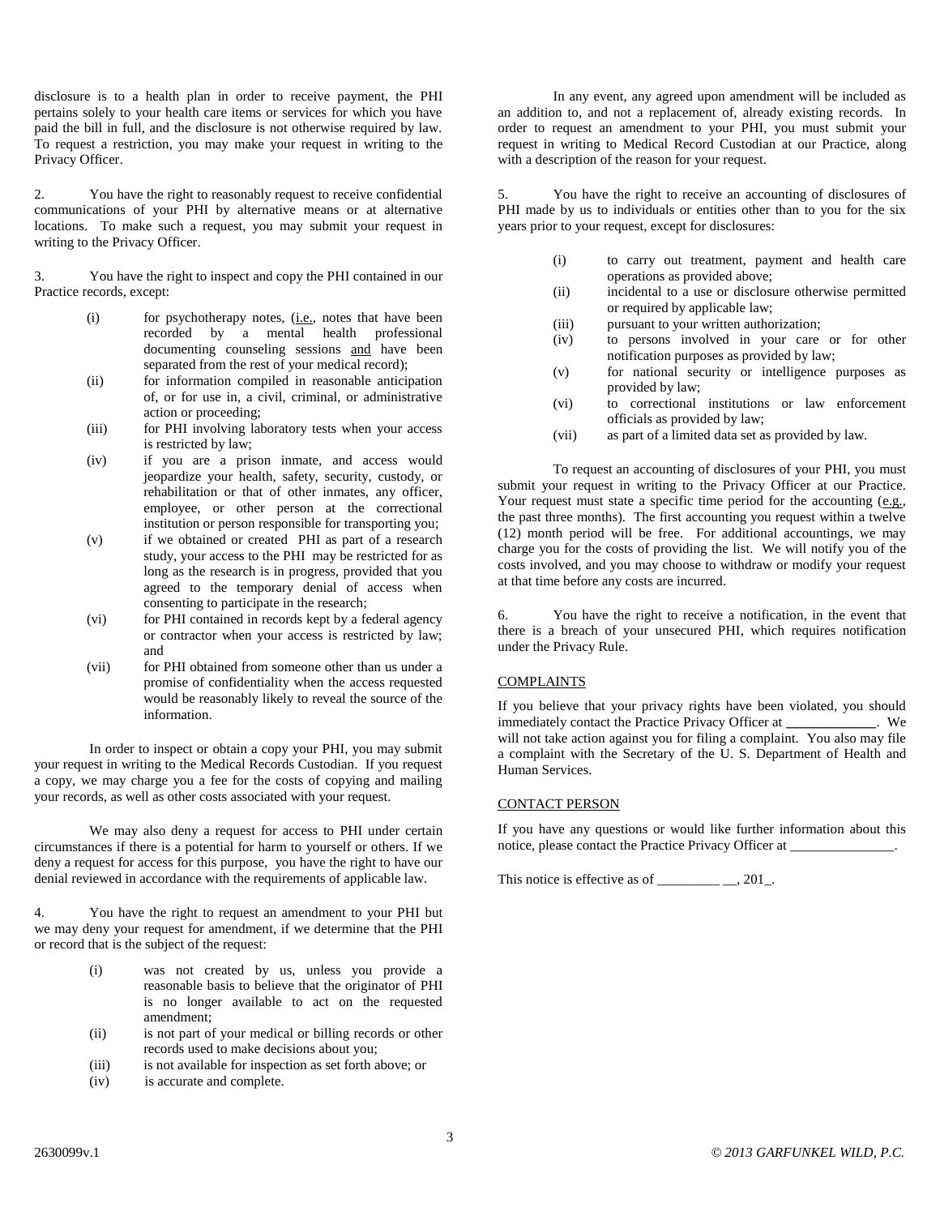disclosure is to a health plan in order to receive payment, the PHI pertains solely to your health care items or services for which you have paid the bill in full, and the disclosure is not otherwise required by law. To request a restriction, you may make your request in writing to the Privacy Officer.

2. You have the right to reasonably request to receive confidential communications of your PHI by alternative means or at alternative locations. To make such a request, you may submit your request in writing to the Privacy Officer.

3. You have the right to inspect and copy the PHI contained in our Practice records, except:

- (i) for psychotherapy notes, (i.e., notes that have been recorded by a mental health professional documenting counseling sessions and have been separated from the rest of your medical record);
- (ii) for information compiled in reasonable anticipation of, or for use in, a civil, criminal, or administrative action or proceeding;
- (iii) for PHI involving laboratory tests when your access is restricted by law;
- (iv) if you are a prison inmate, and access would jeopardize your health, safety, security, custody, or rehabilitation or that of other inmates, any officer, employee, or other person at the correctional institution or person responsible for transporting you;
- (v) if we obtained or created PHI as part of a research study, your access to the PHI may be restricted for as long as the research is in progress, provided that you agreed to the temporary denial of access when consenting to participate in the research;
- (vi) for PHI contained in records kept by a federal agency or contractor when your access is restricted by law; and
- (vii) for PHI obtained from someone other than us under a promise of confidentiality when the access requested would be reasonably likely to reveal the source of the information.

In order to inspect or obtain a copy your PHI, you may submit your request in writing to the Medical Records Custodian. If you request a copy, we may charge you a fee for the costs of copying and mailing your records, as well as other costs associated with your request.

We may also deny a request for access to PHI under certain circumstances if there is a potential for harm to yourself or others. If we deny a request for access for this purpose, you have the right to have our denial reviewed in accordance with the requirements of applicable law.

4. You have the right to request an amendment to your PHI but we may deny your request for amendment, if we determine that the PHI or record that is the subject of the request:

- (i) was not created by us, unless you provide a reasonable basis to believe that the originator of PHI is no longer available to act on the requested amendment;
- (ii) is not part of your medical or billing records or other records used to make decisions about you;
- (iii) is not available for inspection as set forth above; or
- (iv) is accurate and complete.

In any event, any agreed upon amendment will be included as an addition to, and not a replacement of, already existing records. In order to request an amendment to your PHI, you must submit your request in writing to Medical Record Custodian at our Practice, along with a description of the reason for your request.

5. You have the right to receive an accounting of disclosures of PHI made by us to individuals or entities other than to you for the six years prior to your request, except for disclosures:

- (i) to carry out treatment, payment and health care operations as provided above;
- (ii) incidental to a use or disclosure otherwise permitted or required by applicable law;
- (iii) pursuant to your written authorization;
- (iv) to persons involved in your care or for other notification purposes as provided by law;
- (v) for national security or intelligence purposes as provided by law;
- (vi) to correctional institutions or law enforcement officials as provided by law;
- (vii) as part of a limited data set as provided by law.

To request an accounting of disclosures of your PHI, you must submit your request in writing to the Privacy Officer at our Practice. Your request must state a specific time period for the accounting (e.g., the past three months). The first accounting you request within a twelve (12) month period will be free. For additional accountings, we may charge you for the costs of providing the list. We will notify you of the costs involved, and you may choose to withdraw or modify your request at that time before any costs are incurred.

6. You have the right to receive a notification, in the event that there is a breach of your unsecured PHI, which requires notification under the Privacy Rule.

## COMPLAINTS

If you believe that your privacy rights have been violated, you should immediately contact the Practice Privacy Officer at _____________. We will not take action against you for filing a complaint. You also may file a complaint with the Secretary of the U. S. Department of Health and Human Services.

## CONTACT PERSON

If you have any questions or would like further information about this notice, please contact the Practice Privacy Officer at _______________.

This notice is effective as of _________ __, 201_.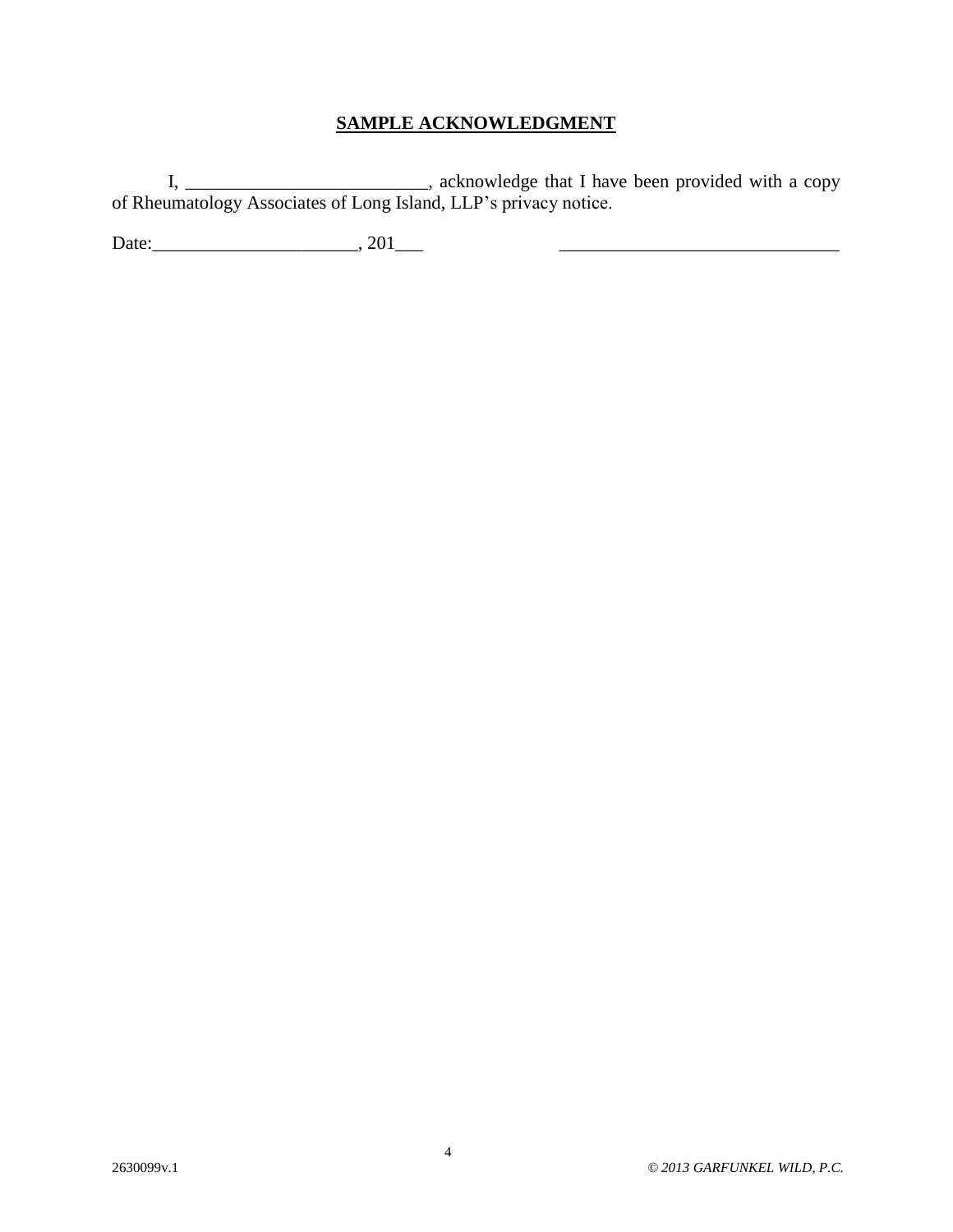## **SAMPLE ACKNOWLEDGMENT**

I, __________________________, acknowledge that I have been provided with a copy of Rheumatology Associates of Long Island, LLP's privacy notice.

Date:______________________, 201___ ______________________________